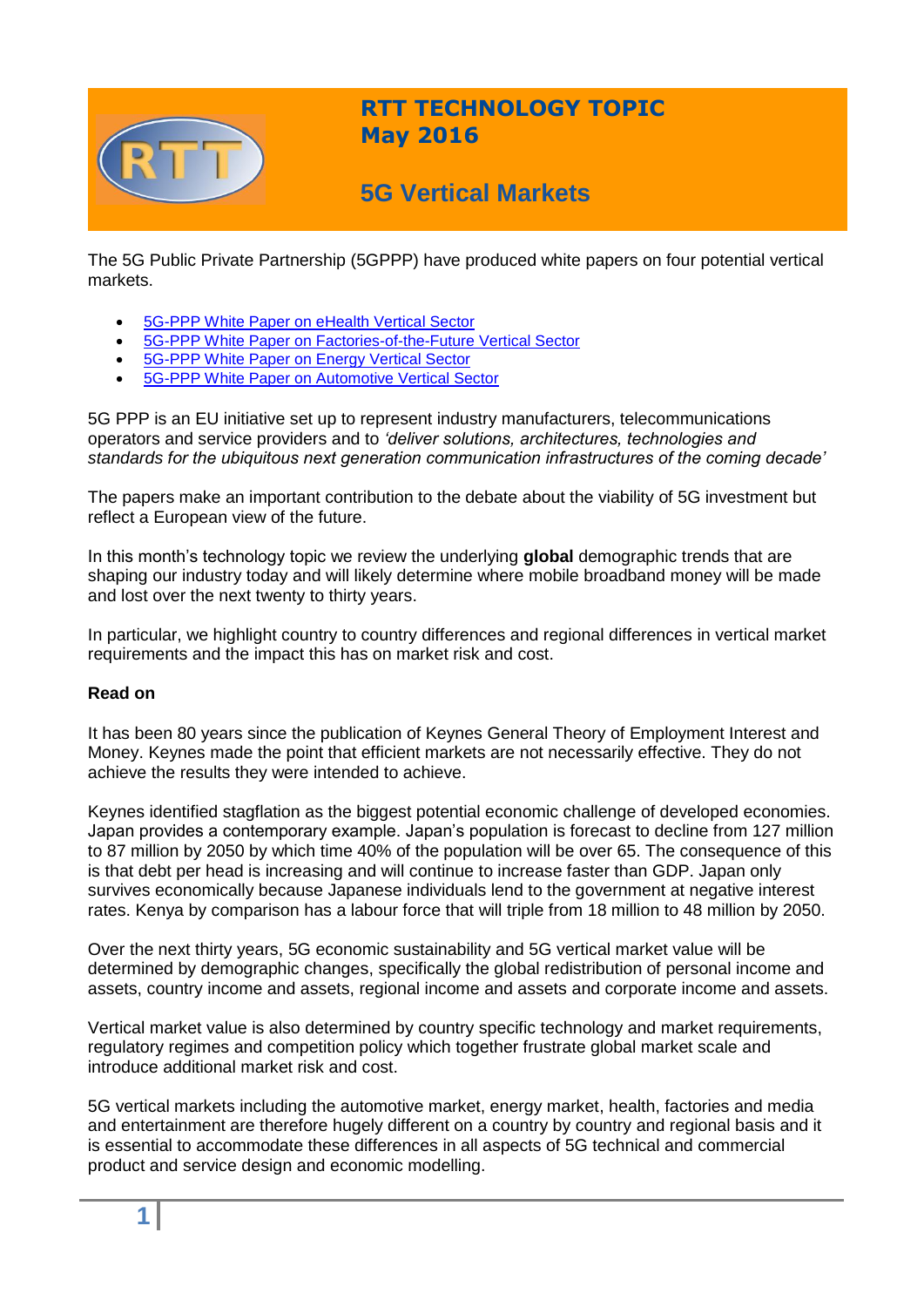# RTT TECHNOLOGY TOPIC
## May 2016

## 5G Vertical Markets

The 5G Public Private Partnership (5GPPP) have produced white papers on four potential vertical markets.

- 5G-PPP White Paper on eHealth Vertical Sector
- 5G-PPP White Paper on Factories-of-the-Future Vertical Sector
- 5G-PPP White Paper on Energy Vertical Sector
- 5G-PPP White Paper on Automotive Vertical Sector

5G PPP is an EU initiative set up to represent industry manufacturers, telecommunications operators and service providers and to *'deliver solutions, architectures, technologies and standards for the ubiquitous next generation communication infrastructures of the coming decade'*

The papers make an important contribution to the debate about the viability of 5G investment but reflect a European view of the future.

In this month's technology topic we review the underlying **global** demographic trends that are shaping our industry today and will likely determine where mobile broadband money will be made and lost over the next twenty to thirty years.

In particular, we highlight country to country differences and regional differences in vertical market requirements and the impact this has on market risk and cost.

**Read on**

It has been 80 years since the publication of Keynes General Theory of Employment Interest and Money. Keynes made the point that efficient markets are not necessarily effective. They do not achieve the results they were intended to achieve.

Keynes identified stagflation as the biggest potential economic challenge of developed economies. Japan provides a contemporary example. Japan's population is forecast to decline from 127 million to 87 million by 2050 by which time 40% of the population will be over 65. The consequence of this is that debt per head is increasing and will continue to increase faster than GDP. Japan only survives economically because Japanese individuals lend to the government at negative interest rates. Kenya by comparison has a labour force that will triple from 18 million to 48 million by 2050.

Over the next thirty years, 5G economic sustainability and 5G vertical market value will be determined by demographic changes, specifically the global redistribution of personal income and assets, country income and assets, regional income and assets and corporate income and assets.

Vertical market value is also determined by country specific technology and market requirements, regulatory regimes and competition policy which together frustrate global market scale and introduce additional market risk and cost.

5G vertical markets including the automotive market, energy market, health, factories and media and entertainment are therefore hugely different on a country by country and regional basis and it is essential to accommodate these differences in all aspects of 5G technical and commercial product and service design and economic modelling.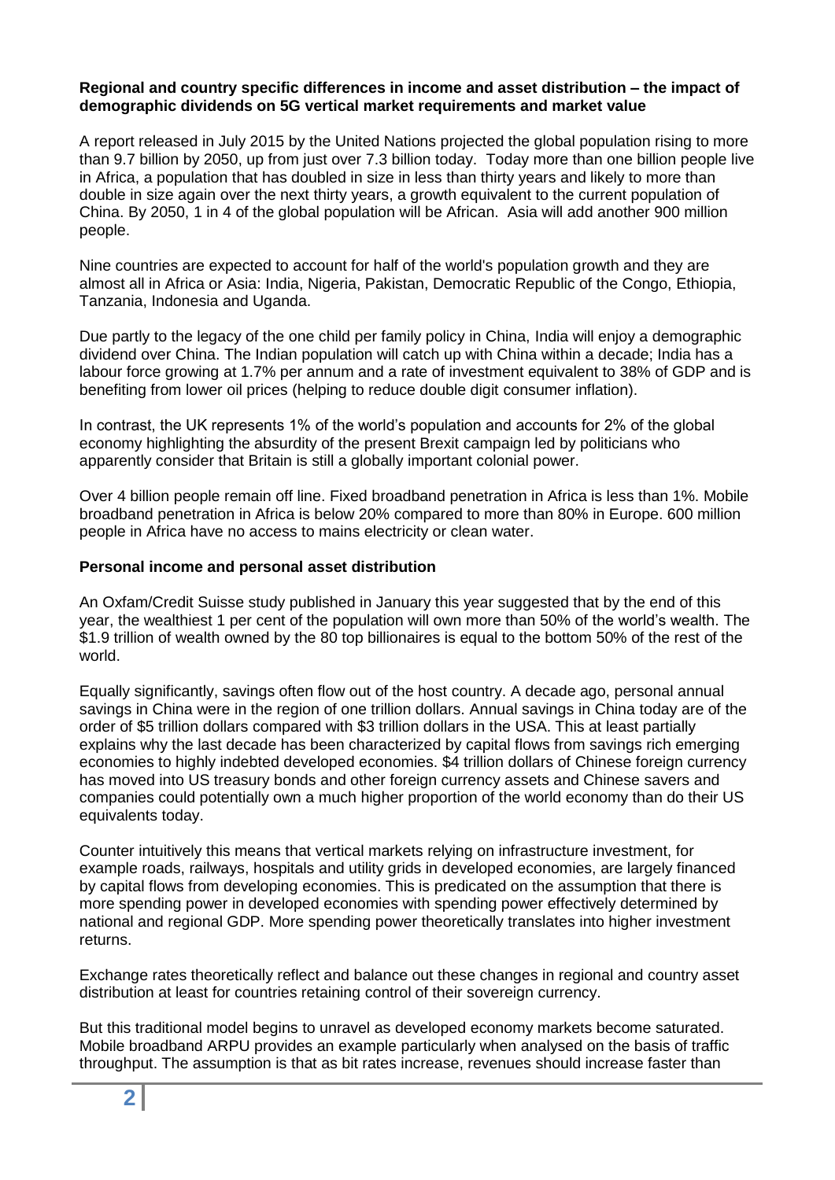**Regional and country specific differences in income and asset distribution – the impact of demographic dividends on 5G vertical market requirements and market value**

A report released in July 2015 by the United Nations projected the global population rising to more than 9.7 billion by 2050, up from just over 7.3 billion today. Today more than one billion people live in Africa, a population that has doubled in size in less than thirty years and likely to more than double in size again over the next thirty years, a growth equivalent to the current population of China. By 2050, 1 in 4 of the global population will be African. Asia will add another 900 million people.

Nine countries are expected to account for half of the world's population growth and they are almost all in Africa or Asia: India, Nigeria, Pakistan, Democratic Republic of the Congo, Ethiopia, Tanzania, Indonesia and Uganda.

Due partly to the legacy of the one child per family policy in China, India will enjoy a demographic dividend over China. The Indian population will catch up with China within a decade; India has a labour force growing at 1.7% per annum and a rate of investment equivalent to 38% of GDP and is benefiting from lower oil prices (helping to reduce double digit consumer inflation).

In contrast, the UK represents 1% of the world's population and accounts for 2% of the global economy highlighting the absurdity of the present Brexit campaign led by politicians who apparently consider that Britain is still a globally important colonial power.

Over 4 billion people remain off line. Fixed broadband penetration in Africa is less than 1%. Mobile broadband penetration in Africa is below 20% compared to more than 80% in Europe. 600 million people in Africa have no access to mains electricity or clean water.

**Personal income and personal asset distribution**

An Oxfam/Credit Suisse study published in January this year suggested that by the end of this year, the wealthiest 1 per cent of the population will own more than 50% of the world's wealth. The $1.9 trillion of wealth owned by the 80 top billionaires is equal to the bottom 50% of the rest of the world.

Equally significantly, savings often flow out of the host country. A decade ago, personal annual savings in China were in the region of one trillion dollars. Annual savings in China today are of the order of $5 trillion dollars compared with $3 trillion dollars in the USA. This at least partially explains why the last decade has been characterized by capital flows from savings rich emerging economies to highly indebted developed economies. $4 trillion dollars of Chinese foreign currency has moved into US treasury bonds and other foreign currency assets and Chinese savers and companies could potentially own a much higher proportion of the world economy than do their US equivalents today.

Counter intuitively this means that vertical markets relying on infrastructure investment, for example roads, railways, hospitals and utility grids in developed economies, are largely financed by capital flows from developing economies. This is predicated on the assumption that there is more spending power in developed economies with spending power effectively determined by national and regional GDP. More spending power theoretically translates into higher investment returns.

Exchange rates theoretically reflect and balance out these changes in regional and country asset distribution at least for countries retaining control of their sovereign currency.

But this traditional model begins to unravel as developed economy markets become saturated. Mobile broadband ARPU provides an example particularly when analysed on the basis of traffic throughput. The assumption is that as bit rates increase, revenues should increase faster than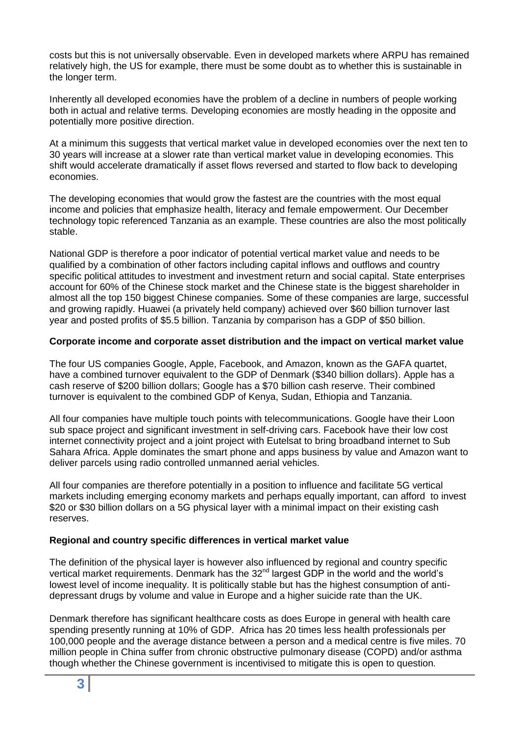costs but this is not universally observable. Even in developed markets where ARPU has remained relatively high, the US for example, there must be some doubt as to whether this is sustainable in the longer term.

Inherently all developed economies have the problem of a decline in numbers of people working both in actual and relative terms. Developing economies are mostly heading in the opposite and potentially more positive direction.

At a minimum this suggests that vertical market value in developed economies over the next ten to 30 years will increase at a slower rate than vertical market value in developing economies. This shift would accelerate dramatically if asset flows reversed and started to flow back to developing economies.

The developing economies that would grow the fastest are the countries with the most equal income and policies that emphasize health, literacy and female empowerment. Our December technology topic referenced Tanzania as an example. These countries are also the most politically stable.

National GDP is therefore a poor indicator of potential vertical market value and needs to be qualified by a combination of other factors including capital inflows and outflows and country specific political attitudes to investment and investment return and social capital. State enterprises account for 60% of the Chinese stock market and the Chinese state is the biggest shareholder in almost all the top 150 biggest Chinese companies. Some of these companies are large, successful and growing rapidly. Huawei (a privately held company) achieved over $60 billion turnover last year and posted profits of $5.5 billion. Tanzania by comparison has a GDP of $50 billion.

**Corporate income and corporate asset distribution and the impact on vertical market value**

The four US companies Google, Apple, Facebook, and Amazon, known as the GAFA quartet, have a combined turnover equivalent to the GDP of Denmark ($340 billion dollars). Apple has a cash reserve of $200 billion dollars; Google has a $70 billion cash reserve. Their combined turnover is equivalent to the combined GDP of Kenya, Sudan, Ethiopia and Tanzania.

All four companies have multiple touch points with telecommunications. Google have their Loon sub space project and significant investment in self-driving cars. Facebook have their low cost internet connectivity project and a joint project with Eutelsat to bring broadband internet to Sub Sahara Africa. Apple dominates the smart phone and apps business by value and Amazon want to deliver parcels using radio controlled unmanned aerial vehicles.

All four companies are therefore potentially in a position to influence and facilitate 5G vertical markets including emerging economy markets and perhaps equally important, can afford to invest $20 or $30 billion dollars on a 5G physical layer with a minimal impact on their existing cash reserves.

**Regional and country specific differences in vertical market value**

The definition of the physical layer is however also influenced by regional and country specific vertical market requirements. Denmark has the 32nd largest GDP in the world and the world's lowest level of income inequality. It is politically stable but has the highest consumption of anti-depressant drugs by volume and value in Europe and a higher suicide rate than the UK.

Denmark therefore has significant healthcare costs as does Europe in general with health care spending presently running at 10% of GDP. Africa has 20 times less health professionals per 100,000 people and the average distance between a person and a medical centre is five miles. 70 million people in China suffer from chronic obstructive pulmonary disease (COPD) and/or asthma though whether the Chinese government is incentivised to mitigate this is open to question.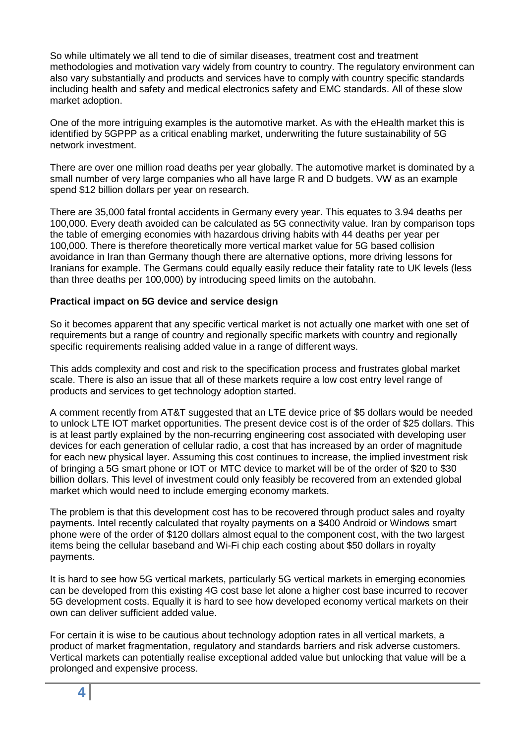So while ultimately we all tend to die of similar diseases, treatment cost and treatment methodologies and motivation vary widely from country to country. The regulatory environment can also vary substantially and products and services have to comply with country specific standards including health and safety and medical electronics safety and EMC standards. All of these slow market adoption.

One of the more intriguing examples is the automotive market. As with the eHealth market this is identified by 5GPPP as a critical enabling market, underwriting the future sustainability of 5G network investment.

There are over one million road deaths per year globally. The automotive market is dominated by a small number of very large companies who all have large R and D budgets. VW as an example spend $12 billion dollars per year on research.

There are 35,000 fatal frontal accidents in Germany every year. This equates to 3.94 deaths per 100,000. Every death avoided can be calculated as 5G connectivity value. Iran by comparison tops the table of emerging economies with hazardous driving habits with 44 deaths per year per 100,000. There is therefore theoretically more vertical market value for 5G based collision avoidance in Iran than Germany though there are alternative options, more driving lessons for Iranians for example. The Germans could equally easily reduce their fatality rate to UK levels (less than three deaths per 100,000) by introducing speed limits on the autobahn.

**Practical impact on 5G device and service design**

So it becomes apparent that any specific vertical market is not actually one market with one set of requirements but a range of country and regionally specific markets with country and regionally specific requirements realising added value in a range of different ways.

This adds complexity and cost and risk to the specification process and frustrates global market scale. There is also an issue that all of these markets require a low cost entry level range of products and services to get technology adoption started.

A comment recently from AT&T suggested that an LTE device price of $5 dollars would be needed to unlock LTE IOT market opportunities. The present device cost is of the order of $25 dollars. This is at least partly explained by the non-recurring engineering cost associated with developing user devices for each generation of cellular radio, a cost that has increased by an order of magnitude for each new physical layer. Assuming this cost continues to increase, the implied investment risk of bringing a 5G smart phone or IOT or MTC device to market will be of the order of $20 to $30 billion dollars. This level of investment could only feasibly be recovered from an extended global market which would need to include emerging economy markets.

The problem is that this development cost has to be recovered through product sales and royalty payments. Intel recently calculated that royalty payments on a $400 Android or Windows smart phone were of the order of $120 dollars almost equal to the component cost, with the two largest items being the cellular baseband and Wi-Fi chip each costing about $50 dollars in royalty payments.

It is hard to see how 5G vertical markets, particularly 5G vertical markets in emerging economies can be developed from this existing 4G cost base let alone a higher cost base incurred to recover 5G development costs. Equally it is hard to see how developed economy vertical markets on their own can deliver sufficient added value.

For certain it is wise to be cautious about technology adoption rates in all vertical markets, a product of market fragmentation, regulatory and standards barriers and risk adverse customers. Vertical markets can potentially realise exceptional added value but unlocking that value will be a prolonged and expensive process.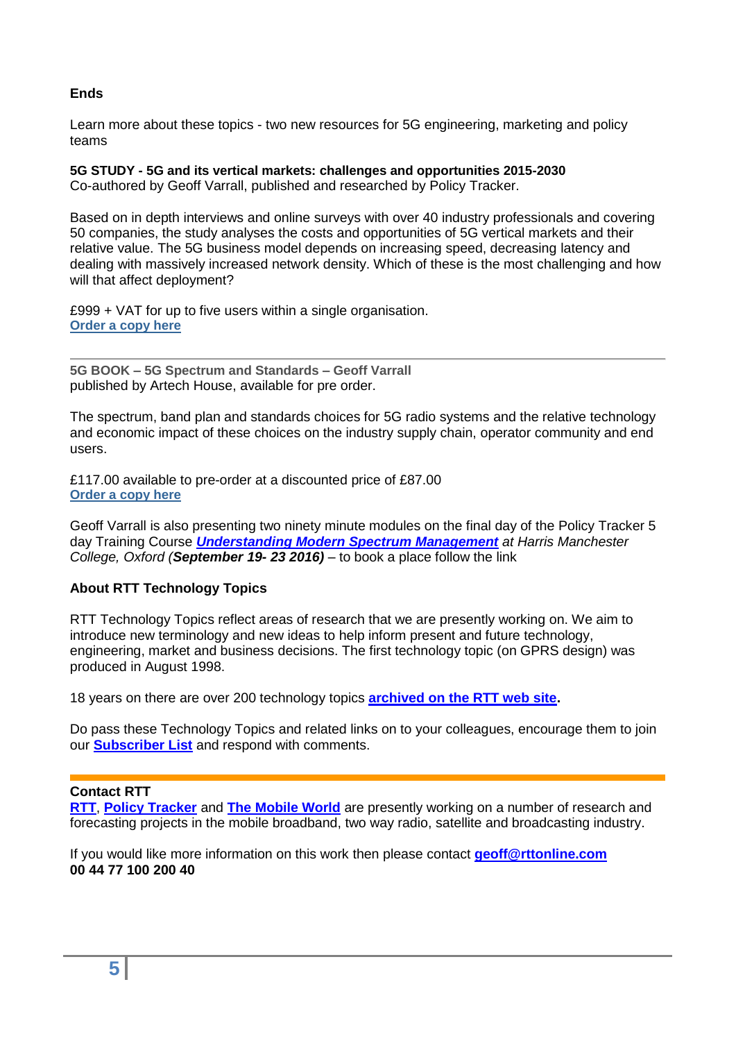**Ends**

Learn more about these topics - two new resources for 5G engineering, marketing and policy teams

**5G STUDY - 5G and its vertical markets: challenges and opportunities 2015-2030**
Co-authored by Geoff Varrall, published and researched by Policy Tracker.

Based on in depth interviews and online surveys with over 40 industry professionals and covering 50 companies, the study analyses the costs and opportunities of 5G vertical markets and their relative value. The 5G business model depends on increasing speed, decreasing latency and dealing with massively increased network density. Which of these is the most challenging and how will that affect deployment?

£999 + VAT for up to five users within a single organisation.
**Order a copy here**

---

**5G BOOK – 5G Spectrum and Standards – Geoff Varrall**
published by Artech House, available for pre order.

The spectrum, band plan and standards choices for 5G radio systems and the relative technology and economic impact of these choices on the industry supply chain, operator community and end users.

£117.00 available to pre-order at a discounted price of £87.00
**Order a copy here**

Geoff Varrall is also presenting two ninety minute modules on the final day of the Policy Tracker 5 day Training Course ***Understanding Modern Spectrum Management*** *at Harris Manchester College, Oxford (****September 19- 23 2016)*** – to book a place follow the link

**About RTT Technology Topics**

RTT Technology Topics reflect areas of research that we are presently working on. We aim to introduce new terminology and new ideas to help inform present and future technology, engineering, market and business decisions. The first technology topic (on GPRS design) was produced in August 1998.

18 years on there are over 200 technology topics **archived on the RTT web site.**

Do pass these Technology Topics and related links on to your colleagues, encourage them to join our **Subscriber List** and respond with comments.

---

**Contact RTT**
**RTT**, **Policy Tracker** and **The Mobile World** are presently working on a number of research and forecasting projects in the mobile broadband, two way radio, satellite and broadcasting industry.

If you would like more information on this work then please contact **geoff@rttonline.com**
**00 44 77 100 200 40**